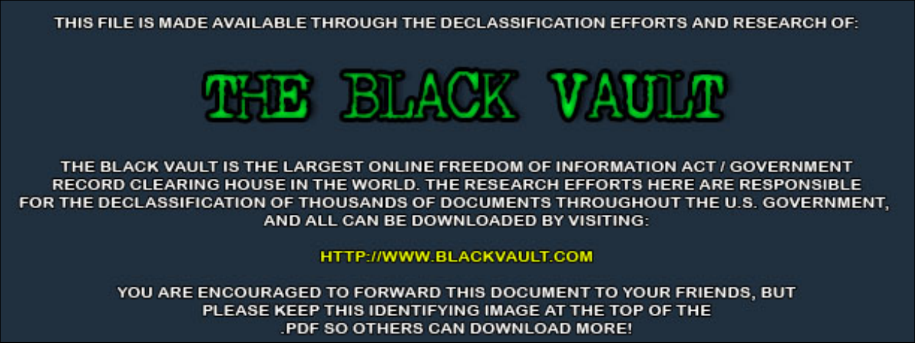THIS FILE IS MADE AVAILABLE THROUGH THE DECLASSIFICATION EFFORTS AND RESEARCH OF:

# THE BLACK VAULT

THE BLACK VAULT IS THE LARGEST ONLINE FREEDOM OF INFORMATION ACT / GOVERNMENT RECORD CLEARING HOUSE IN THE WORLD. THE RESEARCH EFFORTS HERE ARE RESPONSIBLE FOR THE DECLASSIFICATION OF THOUSANDS OF DOCUMENTS THROUGHOUT THE U.S. GOVERNMENT, AND ALL CAN BE DOWNLOADED BY VISITING:

HTTP://WWW.BLACKVAULT.COM

YOU ARE ENCOURAGED TO FORWARD THIS DOCUMENT TO YOUR FRIENDS, BUT PLEASE KEEP THIS IDENTIFYING IMAGE AT THE TOP OF THE .PDF SO OTHERS CAN DOWNLOAD MORE!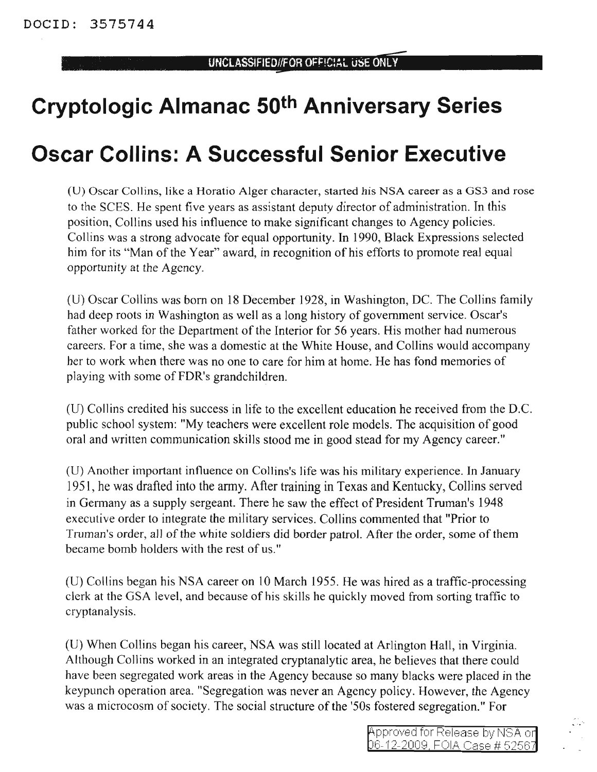# Cryptologic Almanac 50th Anniversary Series

# Oscar Collins: A Successful Senior Executive

(U) Oscar Collins, like a Horatio Alger character, started his NSA career as a GS3 and rose to the SCES. He spent five years as assistant deputy director of administration. In this position, Collins used his influence to make significant changes to Agency policies. Collins was a strong advocate for equal opportunity. In 1990, Black Expressions selected him for its "Man of the Year" award, in recognition of his efforts to promote real equal opportunity at the Agency.

(U) Oscar Collins was born on 18 December 1928, in Washington, DC. The Collins family had deep roots in Washington as well as a long history of government service. Oscar's father worked for the Department of the Interior for 56 years. His mother had numerous careers. For a time, she was a domestic at the White House, and Collins would accompany her to work when there was no one to care for him at home. He has fond memories of playing with some of FDR's grandchildren.

(U) Collins credited his success in life to the excellent education he received from the D.C. public school system: "My teachers were excellent role models. The acquisition of good oral and written communication skills stood me in good stead for my Agency career."

(U) Another important influence on Collins's life was his military experience. In January 1951, he was drafted into the army. After training in Texas and Kentucky, Collins served in Germany as a supply sergeant. There he saw the effect of President Truman's 1948 executive order to integrate the military services. Collins commented that "Prior to Truman's order, all of the white soldiers did border patrol. After the order, some of them became bomb holders with the rest of us."

(U) Collins began his NSA career on 10 March 1955. He was hired as a traffic-processing clerk at the GSA level, and because of his skills he quickly moved from sorting traffic to cryptanalysis.

(U) When Collins began his career, NSA was still located at Arlington Hall, in Virginia. Although Collins worked in an integrated cryptanalytic area, he believes that there could have been segregated work areas in the Agency because so many blacks were placed in the keypunch operation area. "Segregation was never an Agency policy. However, the Agency was a microcosm of society. The social structure of the '50s fostered segregation." For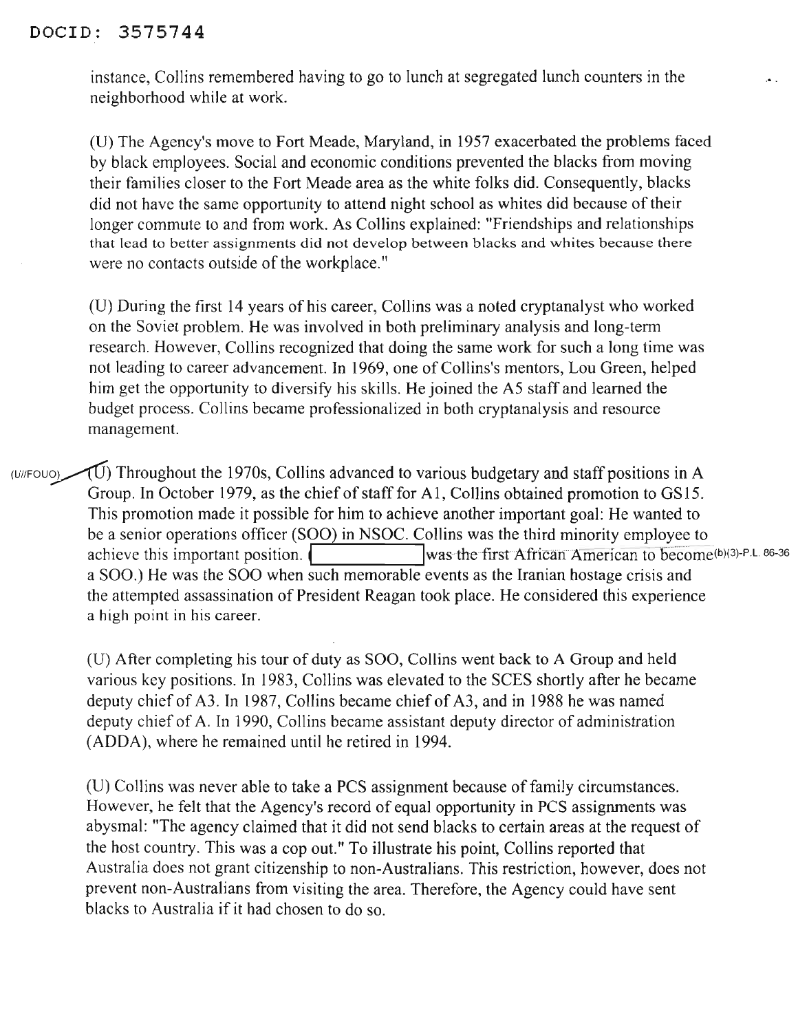DOCID: 3575744

instance, Collins remembered having to go to lunch at segregated lunch counters in the neighborhood while at work.

(U) The Agency's move to Fort Meade, Maryland, in 1957 exacerbated the problems faced by black employees. Social and economic conditions prevented the blacks from moving their families closer to the Fort Meade area as the white folks did. Consequently, blacks did not have the same opportunity to attend night school as whites did because of their longer commute to and from work. As Collins explained: "Friendships and relationships that lead to better assignments did not develop between blacks and whites because there were no contacts outside of the workplace."

(U) During the first 14 years of his career, Collins was a noted cryptanalyst who worked on the Soviet problem. He was involved in both preliminary analysis and long-term research. However, Collins recognized that doing the same work for such a long time was not leading to career advancement. In 1969, one of Collins's mentors, Lou Green, helped him get the opportunity to diversify his skills. He joined the A5 staff and learned the budget process. Collins became professionalized in both cryptanalysis and resource management.

(U//FOUO) ~~(U)~~ Throughout the 1970s, Collins advanced to various budgetary and staff positions in A Group. In October 1979, as the chief of staff for A1, Collins obtained promotion to GS15. This promotion made it possible for him to achieve another important goal: He wanted to be a senior operations officer (SOO) in NSOC. Collins was the third minority employee to achieve this important position. ([REDACTED] was the first African American to become a SOO.) (b)(3)-P.L. 86-36 He was the SOO when such memorable events as the Iranian hostage crisis and the attempted assassination of President Reagan took place. He considered this experience a high point in his career.

(U) After completing his tour of duty as SOO, Collins went back to A Group and held various key positions. In 1983, Collins was elevated to the SCES shortly after he became deputy chief of A3. In 1987, Collins became chief of A3, and in 1988 he was named deputy chief of A. In 1990, Collins became assistant deputy director of administration (ADDA), where he remained until he retired in 1994.

(U) Collins was never able to take a PCS assignment because of family circumstances. However, he felt that the Agency's record of equal opportunity in PCS assignments was abysmal: "The agency claimed that it did not send blacks to certain areas at the request of the host country. This was a cop out." To illustrate his point, Collins reported that Australia does not grant citizenship to non-Australians. This restriction, however, does not prevent non-Australians from visiting the area. Therefore, the Agency could have sent blacks to Australia if it had chosen to do so.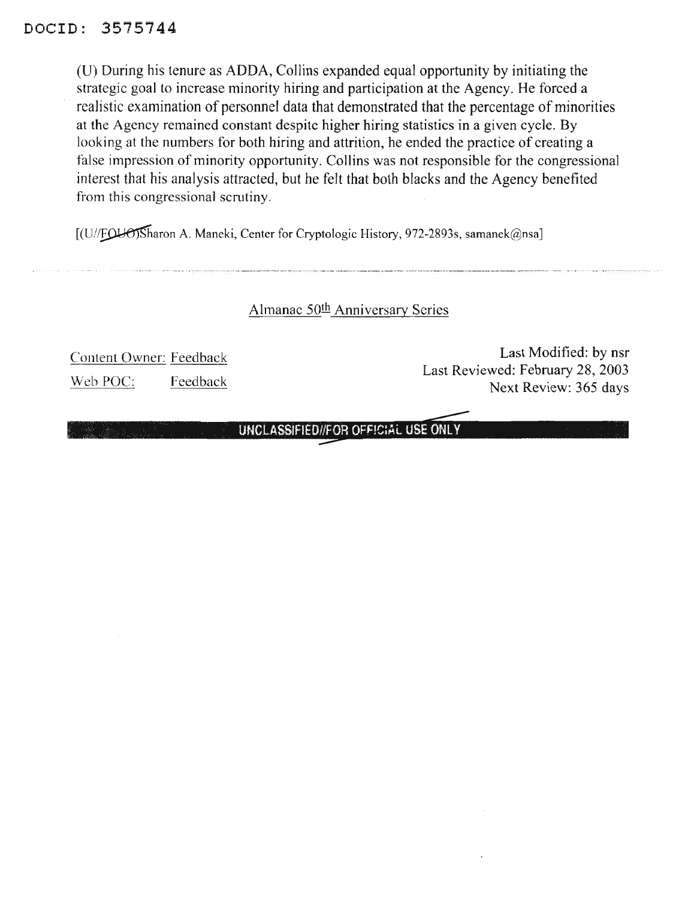(U) During his tenure as ADDA, Collins expanded equal opportunity by initiating the strategic goal to increase minority hiring and participation at the Agency. He forced a realistic examination of personnel data that demonstrated that the percentage of minorities at the Agency remained constant despite higher hiring statistics in a given cycle. By looking at the numbers for both hiring and attrition, he ended the practice of creating a false impression of minority opportunity. Collins was not responsible for the congressional interest that his analysis attracted, but he felt that both blacks and the Agency benefited from this congressional scrutiny.

[(U//FOUO)Sharon A. Maneki, Center for Cryptologic History, 972-2893s, samanek@nsa]

---

Almanac 50th Anniversary Series

Content Owner: Feedback
Web POC: Feedback

Last Modified: by nsr
Last Reviewed: February 28, 2003
Next Review: 365 days

UNCLASSIFIED//FOR OFFICIAL USE ONLY